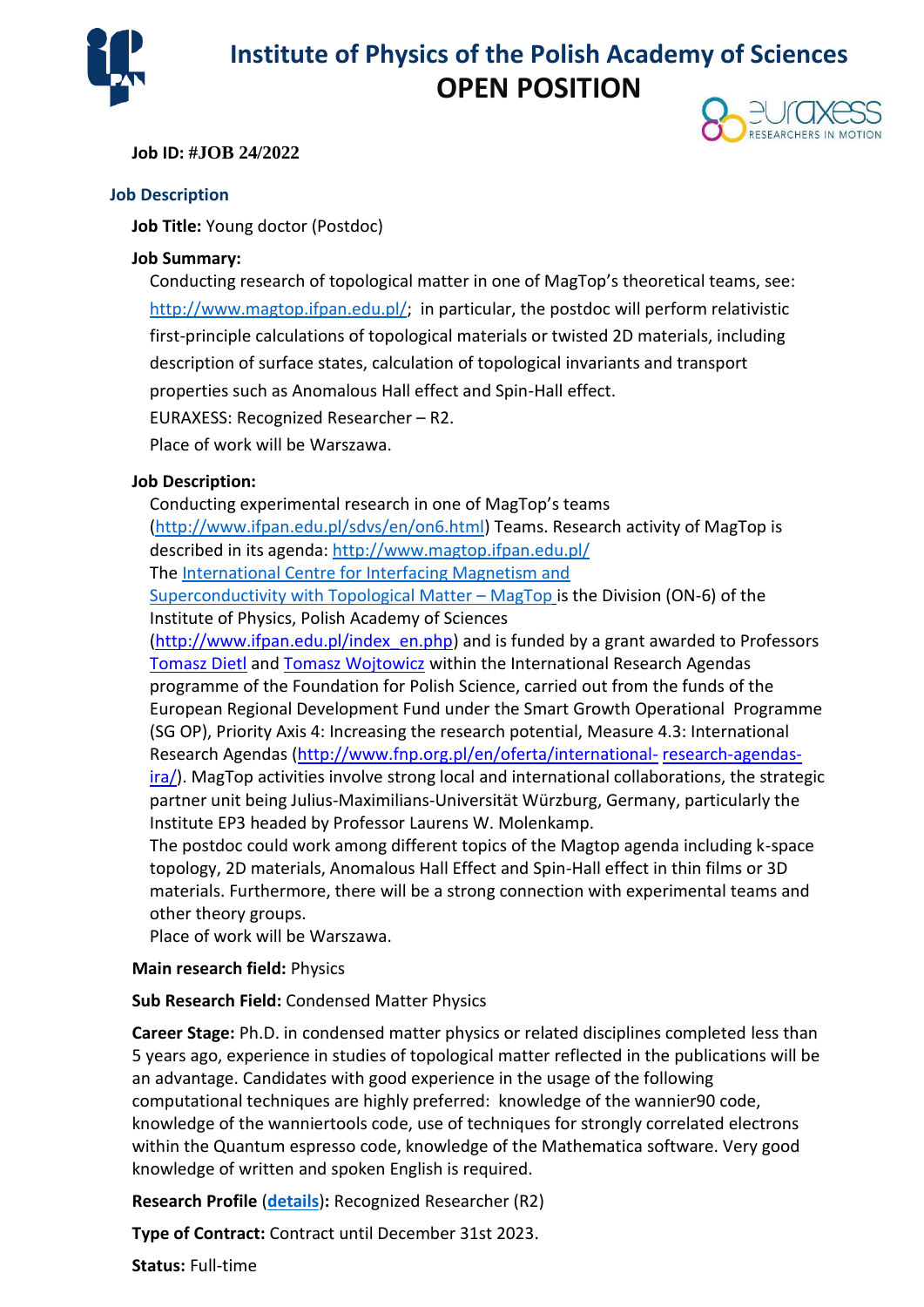# Institute of Physics of the Polish Academy of Sciences
## OPEN POSITION

**Job ID: #JOB 24/2022**

### Job Description

**Job Title:** Young doctor (Postdoc)

**Job Summary:**

Conducting research of topological matter in one of MagTop's theoretical teams, see: http://www.magtop.ifpan.edu.pl/; in particular, the postdoc will perform relativistic first-principle calculations of topological materials or twisted 2D materials, including description of surface states, calculation of topological invariants and transport properties such as Anomalous Hall effect and Spin-Hall effect.

EURAXESS: Recognized Researcher – R2.

Place of work will be Warszawa.

**Job Description:**

Conducting experimental research in one of MagTop's teams (http://www.ifpan.edu.pl/sdvs/en/on6.html) Teams. Research activity of MagTop is described in its agenda: http://www.magtop.ifpan.edu.pl/

The International Centre for Interfacing Magnetism and Superconductivity with Topological Matter – MagTop is the Division (ON-6) of the Institute of Physics, Polish Academy of Sciences (http://www.ifpan.edu.pl/index_en.php) and is funded by a grant awarded to Professors Tomasz Dietl and Tomasz Wojtowicz within the International Research Agendas programme of the Foundation for Polish Science, carried out from the funds of the European Regional Development Fund under the Smart Growth Operational Programme (SG OP), Priority Axis 4: Increasing the research potential, Measure 4.3: International Research Agendas (http://www.fnp.org.pl/en/oferta/international- research-agendas-ira/). MagTop activities involve strong local and international collaborations, the strategic partner unit being Julius-Maximilians-Universität Würzburg, Germany, particularly the Institute EP3 headed by Professor Laurens W. Molenkamp.

The postdoc could work among different topics of the Magtop agenda including k-space topology, 2D materials, Anomalous Hall Effect and Spin-Hall effect in thin films or 3D materials. Furthermore, there will be a strong connection with experimental teams and other theory groups.

Place of work will be Warszawa.

**Main research field:** Physics

**Sub Research Field:** Condensed Matter Physics

**Career Stage:** Ph.D. in condensed matter physics or related disciplines completed less than 5 years ago, experience in studies of topological matter reflected in the publications will be an advantage. Candidates with good experience in the usage of the following computational techniques are highly preferred: knowledge of the wannier90 code, knowledge of the wanniertools code, use of techniques for strongly correlated electrons within the Quantum espresso code, knowledge of the Mathematica software. Very good knowledge of written and spoken English is required.

**Research Profile (details):** Recognized Researcher (R2)

**Type of Contract:** Contract until December 31st 2023.

**Status:** Full-time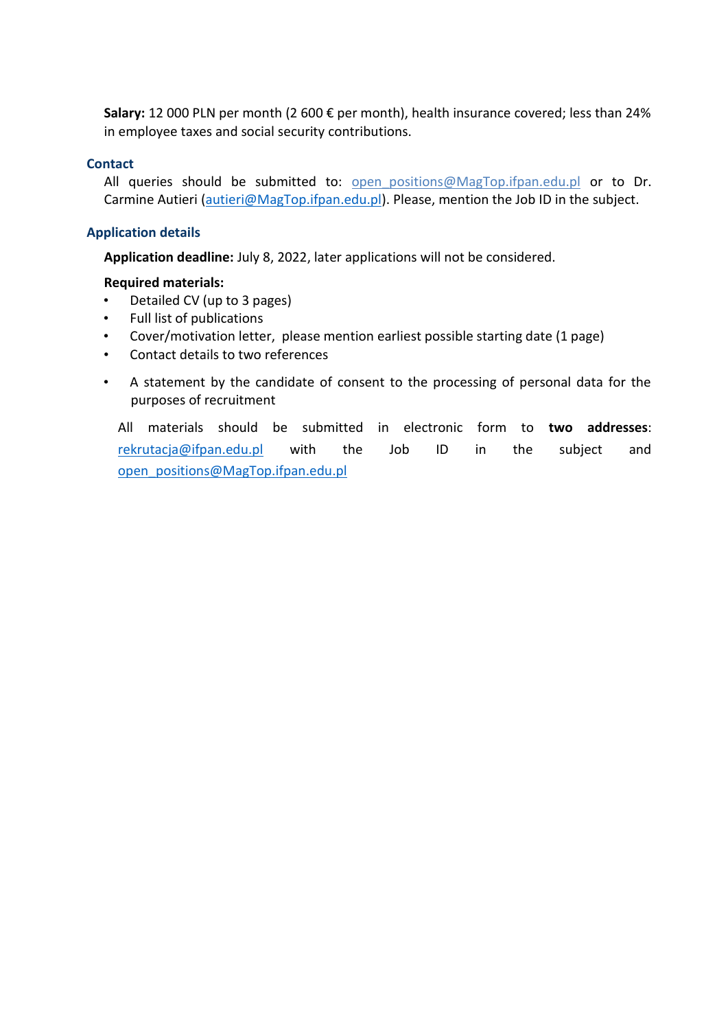**Salary:** 12 000 PLN per month (2 600 € per month), health insurance covered; less than 24% in employee taxes and social security contributions.

## Contact

All queries should be submitted to: open_positions@MagTop.ifpan.edu.pl or to Dr. Carmine Autieri (autieri@MagTop.ifpan.edu.pl). Please, mention the Job ID in the subject.

## Application details

**Application deadline:** July 8, 2022, later applications will not be considered.

**Required materials:**

- Detailed CV (up to 3 pages)
- Full list of publications
- Cover/motivation letter, please mention earliest possible starting date (1 page)
- Contact details to two references
- A statement by the candidate of consent to the processing of personal data for the purposes of recruitment

All materials should be submitted in electronic form to **two addresses**: rekrutacja@ifpan.edu.pl with the Job ID in the subject and open_positions@MagTop.ifpan.edu.pl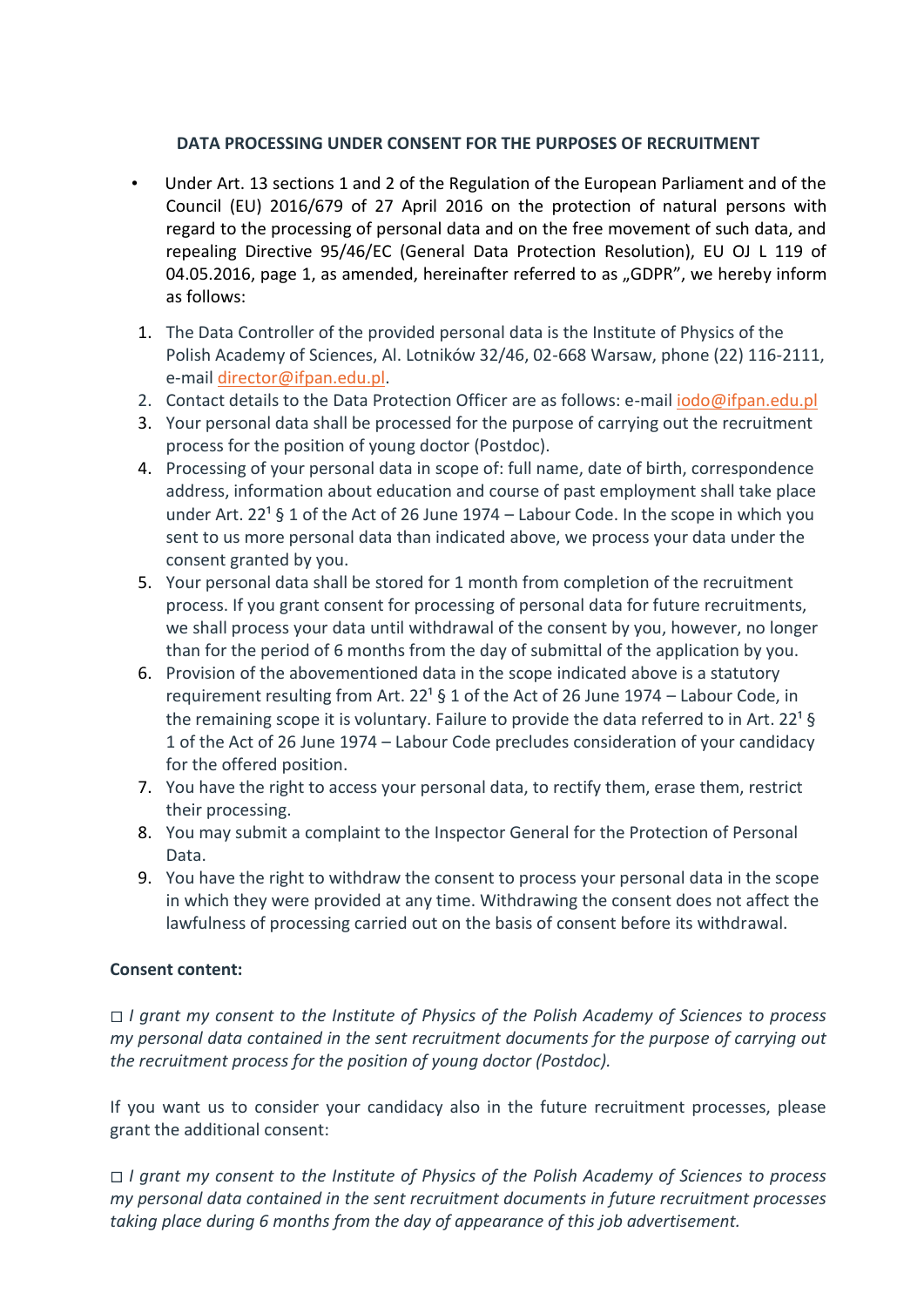**DATA PROCESSING UNDER CONSENT FOR THE PURPOSES OF RECRUITMENT**

- Under Art. 13 sections 1 and 2 of the Regulation of the European Parliament and of the Council (EU) 2016/679 of 27 April 2016 on the protection of natural persons with regard to the processing of personal data and on the free movement of such data, and repealing Directive 95/46/EC (General Data Protection Resolution), EU OJ L 119 of 04.05.2016, page 1, as amended, hereinafter referred to as „GDPR", we hereby inform as follows:

1. The Data Controller of the provided personal data is the Institute of Physics of the Polish Academy of Sciences, Al. Lotników 32/46, 02-668 Warsaw, phone (22) 116-2111, e-mail director@ifpan.edu.pl.
2. Contact details to the Data Protection Officer are as follows: e-mail iodo@ifpan.edu.pl
3. Your personal data shall be processed for the purpose of carrying out the recruitment process for the position of young doctor (Postdoc).
4. Processing of your personal data in scope of: full name, date of birth, correspondence address, information about education and course of past employment shall take place under Art. 22[1] § 1 of the Act of 26 June 1974 – Labour Code. In the scope in which you sent to us more personal data than indicated above, we process your data under the consent granted by you.
5. Your personal data shall be stored for 1 month from completion of the recruitment process. If you grant consent for processing of personal data for future recruitments, we shall process your data until withdrawal of the consent by you, however, no longer than for the period of 6 months from the day of submittal of the application by you.
6. Provision of the abovementioned data in the scope indicated above is a statutory requirement resulting from Art. 22[1] § 1 of the Act of 26 June 1974 – Labour Code, in the remaining scope it is voluntary. Failure to provide the data referred to in Art. 22[1] § 1 of the Act of 26 June 1974 – Labour Code precludes consideration of your candidacy for the offered position.
7. You have the right to access your personal data, to rectify them, erase them, restrict their processing.
8. You may submit a complaint to the Inspector General for the Protection of Personal Data.
9. You have the right to withdraw the consent to process your personal data in the scope in which they were provided at any time. Withdrawing the consent does not affect the lawfulness of processing carried out on the basis of consent before its withdrawal.

**Consent content:**

◻ *I grant my consent to the Institute of Physics of the Polish Academy of Sciences to process my personal data contained in the sent recruitment documents for the purpose of carrying out the recruitment process for the position of young doctor (Postdoc).*

If you want us to consider your candidacy also in the future recruitment processes, please grant the additional consent:

◻ *I grant my consent to the Institute of Physics of the Polish Academy of Sciences to process my personal data contained in the sent recruitment documents in future recruitment processes taking place during 6 months from the day of appearance of this job advertisement.*